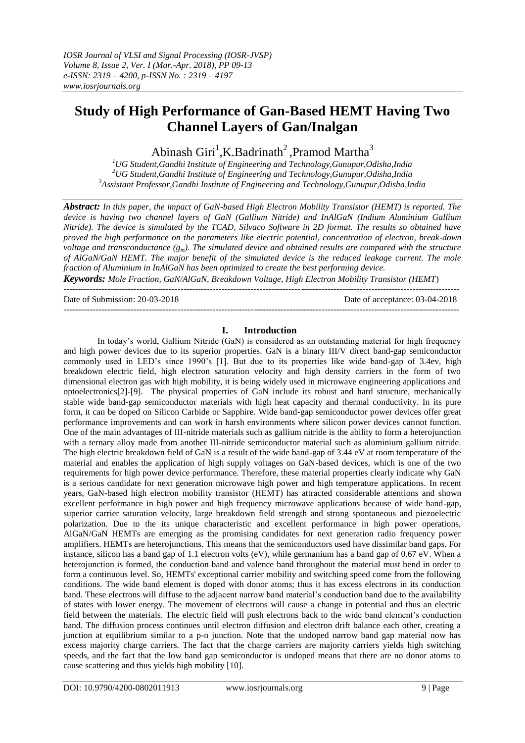# Study of High Performance of Gan-Based HEMT Having Two Channel Layers of Gan/Inalgan

Abinash Giri[1], K.Badrinath[2], Pramod Martha[3]

[1]UG Student, Gandhi Institute of Engineering and Technology, Gunupur, Odisha, India
[2]UG Student, Gandhi Institute of Engineering and Technology, Gunupur, Odisha, India
[3]Assistant Professor, Gandhi Institute of Engineering and Technology, Gunupur, Odisha, India

***Abstract:*** *In this paper, the impact of GaN-based High Electron Mobility Transistor (HEMT) is reported. The device is having two channel layers of GaN (Gallium Nitride) and InAlGaN (Indium Aluminium Gallium Nitride). The device is simulated by the TCAD, Silvaco Software in 2D format. The results so obtained have proved the high performance on the parameters like electric potential, concentration of electron, break-down voltage and transconductance ($g_m$). The simulated device and obtained results are compared with the structure of AlGaN/GaN HEMT. The major benefit of the simulated device is the reduced leakage current. The mole fraction of Aluminium in InAlGaN has been optimized to create the best performing device.*

***Keywords:*** *Mole Fraction, GaN/AlGaN, Breakdown Voltage, High Electron Mobility Transistor (HEMT)*

Date of Submission: 20-03-2018 Date of acceptance: 03-04-2018

## I. Introduction

In today's world, Gallium Nitride (GaN) is considered as an outstanding material for high frequency and high power devices due to its superior properties. GaN is a binary III/V direct band-gap semiconductor commonly used in LED's since 1990's [1]. But due to its properties like wide band-gap of 3.4ev, high breakdown electric field, high electron saturation velocity and high density carriers in the form of two dimensional electron gas with high mobility, it is being widely used in microwave engineering applications and optoelectronics[2]-[9]. The physical properties of GaN include its robust and hard structure, mechanically stable wide band-gap semiconductor materials with high heat capacity and thermal conductivity. In its pure form, it can be doped on Silicon Carbide or Sapphire. Wide band-gap semiconductor power devices offer great performance improvements and can work in harsh environments where silicon power devices cannot function. One of the main advantages of III-nitride materials such as gallium nitride is the ability to form a heterojunction with a ternary alloy made from another III-nitride semiconductor material such as aluminium gallium nitride. The high electric breakdown field of GaN is a result of the wide band-gap of 3.44 eV at room temperature of the material and enables the application of high supply voltages on GaN-based devices, which is one of the two requirements for high power device performance. Therefore, these material properties clearly indicate why GaN is a serious candidate for next generation microwave high power and high temperature applications. In recent years, GaN-based high electron mobility transistor (HEMT) has attracted considerable attentions and shown excellent performance in high power and high frequency microwave applications because of wide band-gap, superior carrier saturation velocity, large breakdown field strength and strong spontaneous and piezoelectric polarization. Due to the its unique characteristic and excellent performance in high power operations, AlGaN/GaN HEMTs are emerging as the promising candidates for next generation radio frequency power amplifiers. HEMTs are heterojunctions. This means that the semiconductors used have dissimilar band gaps. For instance, silicon has a band gap of 1.1 electron volts (eV), while germanium has a band gap of 0.67 eV. When a heterojunction is formed, the conduction band and valence band throughout the material must bend in order to form a continuous level. So, HEMTs' exceptional carrier mobility and switching speed come from the following conditions. The wide band element is doped with donor atoms; thus it has excess electrons in its conduction band. These electrons will diffuse to the adjacent narrow band material's conduction band due to the availability of states with lower energy. The movement of electrons will cause a change in potential and thus an electric field between the materials. The electric field will push electrons back to the wide band element's conduction band. The diffusion process continues until electron diffusion and electron drift balance each other, creating a junction at equilibrium similar to a p-n junction. Note that the undoped narrow band gap material now has excess majority charge carriers. The fact that the charge carriers are majority carriers yields high switching speeds, and the fact that the low band gap semiconductor is undoped means that there are no donor atoms to cause scattering and thus yields high mobility [10].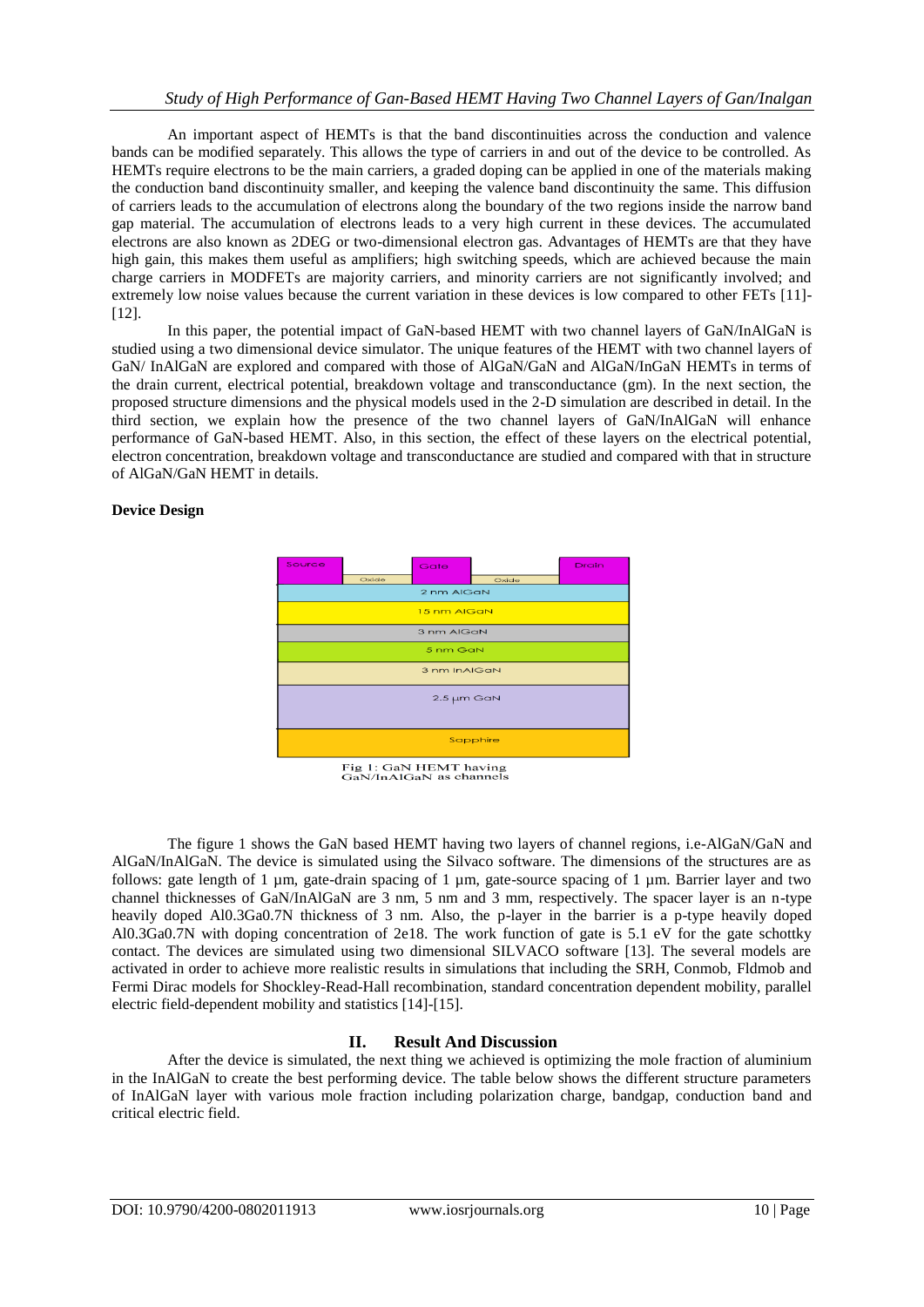An important aspect of HEMTs is that the band discontinuities across the conduction and valence bands can be modified separately. This allows the type of carriers in and out of the device to be controlled. As HEMTs require electrons to be the main carriers, a graded doping can be applied in one of the materials making the conduction band discontinuity smaller, and keeping the valence band discontinuity the same. This diffusion of carriers leads to the accumulation of electrons along the boundary of the two regions inside the narrow band gap material. The accumulation of electrons leads to a very high current in these devices. The accumulated electrons are also known as 2DEG or two-dimensional electron gas. Advantages of HEMTs are that they have high gain, this makes them useful as amplifiers; high switching speeds, which are achieved because the main charge carriers in MODFETs are majority carriers, and minority carriers are not significantly involved; and extremely low noise values because the current variation in these devices is low compared to other FETs [11]-[12].

In this paper, the potential impact of GaN-based HEMT with two channel layers of GaN/InAlGaN is studied using a two dimensional device simulator. The unique features of the HEMT with two channel layers of GaN/ InAlGaN are explored and compared with those of AlGaN/GaN and AlGaN/InGaN HEMTs in terms of the drain current, electrical potential, breakdown voltage and transconductance (gm). In the next section, the proposed structure dimensions and the physical models used in the 2-D simulation are described in detail. In the third section, we explain how the presence of the two channel layers of GaN/InAlGaN will enhance performance of GaN-based HEMT. Also, in this section, the effect of these layers on the electrical potential, electron concentration, breakdown voltage and transconductance are studied and compared with that in structure of AlGaN/GaN HEMT in details.

**Device Design**

| Source | Oxide | Gate | Oxide | Drain |
|---|---|---|---|---|
| 2 nm AlGaN | | | | |
| 15 nm AlGaN | | | | |
| 3 nm AlGaN | | | | |
| 5 nm GaN | | | | |
| 3 nm InAlGaN | | | | |
| 2.5 µm GaN | | | | |
| Sapphire | | | | |

Fig 1: GaN HEMT having GaN/InAlGaN as channels

The figure 1 shows the GaN based HEMT having two layers of channel regions, i.e-AlGaN/GaN and AlGaN/InAlGaN. The device is simulated using the Silvaco software. The dimensions of the structures are as follows: gate length of 1 µm, gate-drain spacing of 1 µm, gate-source spacing of 1 µm. Barrier layer and two channel thicknesses of GaN/InAlGaN are 3 nm, 5 nm and 3 mm, respectively. The spacer layer is an n-type heavily doped $Al_{0.3}Ga_{0.7}N$ thickness of 3 nm. Also, the p-layer in the barrier is a p-type heavily doped $Al_{0.3}Ga_{0.7}N$ with doping concentration of 2e18. The work function of gate is 5.1 eV for the gate schottky contact. The devices are simulated using two dimensional SILVACO software [13]. The several models are activated in order to achieve more realistic results in simulations that including the SRH, Conmob, Fldmob and Fermi Dirac models for Shockley-Read-Hall recombination, standard concentration dependent mobility, parallel electric field-dependent mobility and statistics [14]-[15].

## II. Result And Discussion

After the device is simulated, the next thing we achieved is optimizing the mole fraction of aluminium in the InAlGaN to create the best performing device. The table below shows the different structure parameters of InAlGaN layer with various mole fraction including polarization charge, bandgap, conduction band and critical electric field.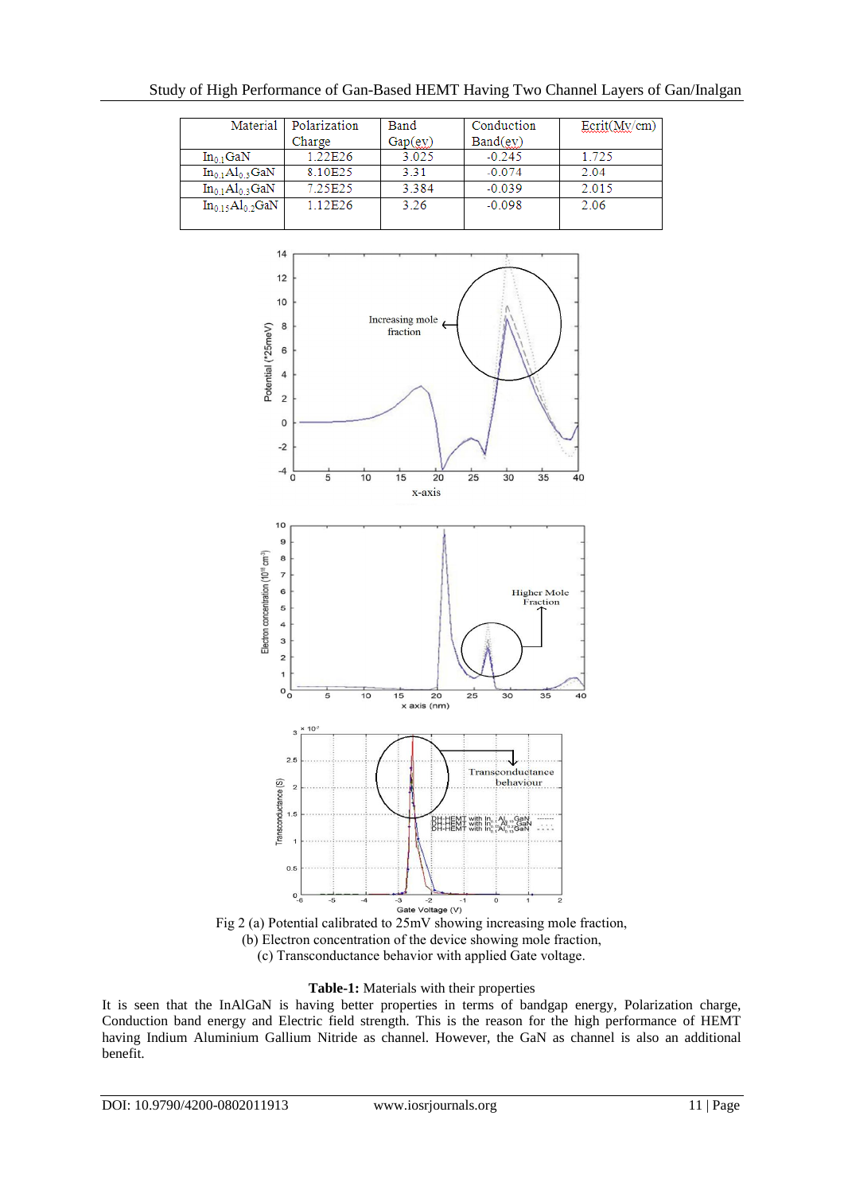| Material | Polarization Charge | Band Gap(ev) | Conduction Band(ev) | Ecrit(Mv/cm) |
|---|---|---|---|---|
| $In_{0.1}GaN$ | 1.22E26 | 3.025 | -0.245 | 1.725 |
| $In_{0.1}Al_{0.3}GaN$ | 8.10E25 | 3.31 | -0.074 | 2.04 |
| $In_{0.1}Al_{0.3}GaN$ | 7.25E25 | 3.384 | -0.039 | 2.015 |
| $In_{0.15}Al_{0.2}GaN$ | 1.12E26 | 3.26 | -0.098 | 2.06 |

Fig 2 (a) Potential calibrated to 25mV showing increasing mole fraction,
(b) Electron concentration of the device showing mole fraction,
(c) Transconductance behavior with applied Gate voltage.

**Table-1:** Materials with their properties

It is seen that the InAlGaN is having better properties in terms of bandgap energy, Polarization charge, Conduction band energy and Electric field strength. This is the reason for the high performance of HEMT having Indium Aluminium Gallium Nitride as channel. However, the GaN as channel is also an additional benefit.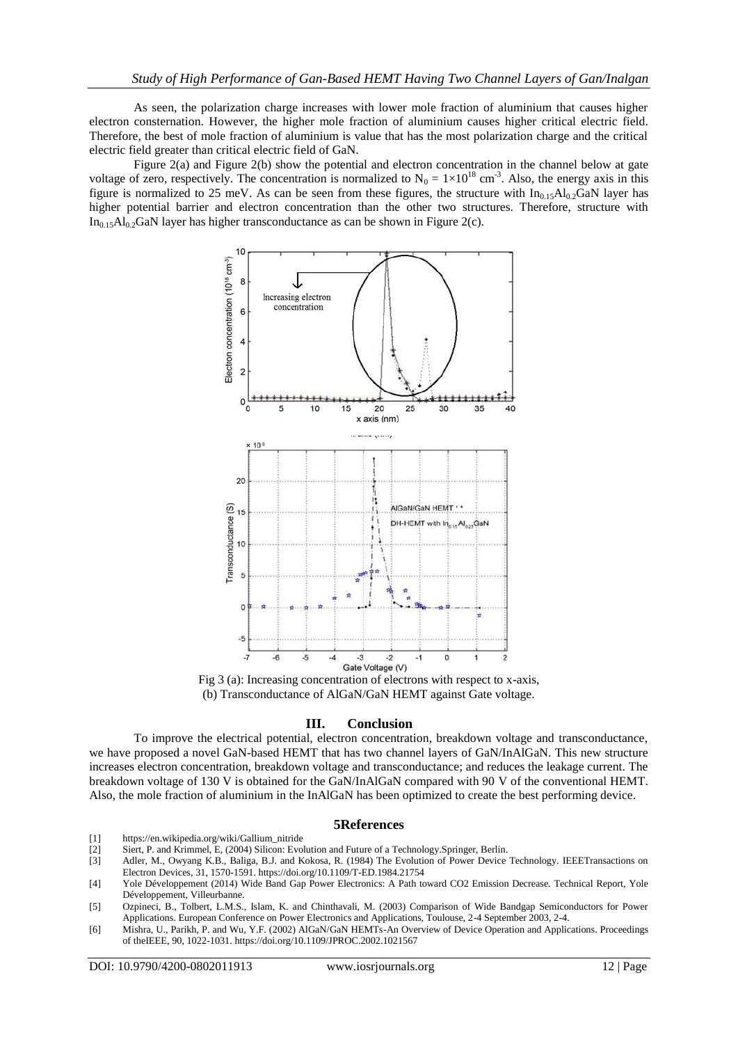As seen, the polarization charge increases with lower mole fraction of aluminium that causes higher electron consternation. However, the higher mole fraction of aluminium causes higher critical electric field. Therefore, the best of mole fraction of aluminium is value that has the most polarization charge and the critical electric field greater than critical electric field of GaN.

Figure 2(a) and Figure 2(b) show the potential and electron concentration in the channel below at gate voltage of zero, respectively. The concentration is normalized to $N_0 = 1\times10^{18}$ cm$^{-3}$. Also, the energy axis in this figure is normalized to 25 meV. As can be seen from these figures, the structure with $In_{0.15}Al_{0.2}GaN$ layer has higher potential barrier and electron concentration than the other two structures. Therefore, structure with $In_{0.15}Al_{0.2}GaN$ layer has higher transconductance as can be shown in Figure 2(c).

Fig 3 (a): Increasing concentration of electrons with respect to x-axis,
(b) Transconductance of AlGaN/GaN HEMT against Gate voltage.

## III. Conclusion

To improve the electrical potential, electron concentration, breakdown voltage and transconductance, we have proposed a novel GaN-based HEMT that has two channel layers of GaN/InAlGaN. This new structure increases electron concentration, breakdown voltage and transconductance; and reduces the leakage current. The breakdown voltage of 130 V is obtained for the GaN/InAlGaN compared with 90 V of the conventional HEMT. Also, the mole fraction of aluminium in the InAlGaN has been optimized to create the best performing device.

## 5References

[1] https://en.wikipedia.org/wiki/Gallium_nitride

[2] Siert, P. and Krimmel, E, (2004) Silicon: Evolution and Future of a Technology.Springer, Berlin.

[3] Adler, M., Owyang K.B., Baliga, B.J. and Kokosa, R. (1984) The Evolution of Power Device Technology. IEEETransactions on Electron Devices, 31, 1570-1591. https://doi.org/10.1109/T-ED.1984.21754

[4] Yole Développement (2014) Wide Band Gap Power Electronics: A Path toward CO2 Emission Decrease. Technical Report, Yole Développement, Villeurbanne.

[5] Ozpineci, B., Tolbert, L.M.S., Islam, K. and Chinthavali, M. (2003) Comparison of Wide Bandgap Semiconductors for Power Applications. European Conference on Power Electronics and Applications, Toulouse, 2-4 September 2003, 2-4.

[6] Mishra, U., Parikh, P. and Wu, Y.F. (2002) AlGaN/GaN HEMTs-An Overview of Device Operation and Applications. Proceedings of theIEEE, 90, 1022-1031. https://doi.org/10.1109/JPROC.2002.1021567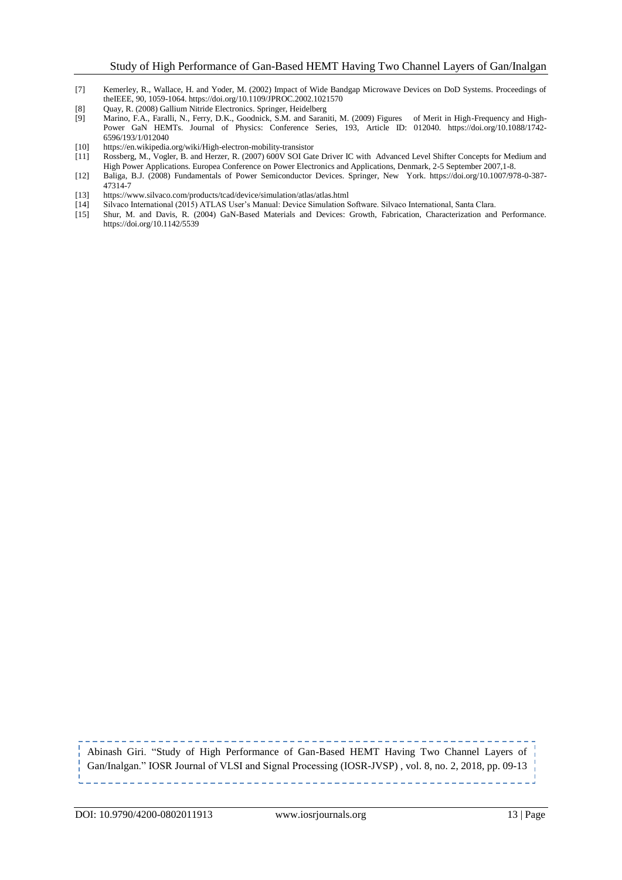[7] Kemerley, R., Wallace, H. and Yoder, M. (2002) Impact of Wide Bandgap Microwave Devices on DoD Systems. Proceedings of theIEEE, 90, 1059-1064. https://doi.org/10.1109/JPROC.2002.1021570

[8] Quay, R. (2008) Gallium Nitride Electronics. Springer, Heidelberg

[9] Marino, F.A., Faralli, N., Ferry, D.K., Goodnick, S.M. and Saraniti, M. (2009) Figures of Merit in High-Frequency and High-Power GaN HEMTs. Journal of Physics: Conference Series, 193, Article ID: 012040. https://doi.org/10.1088/1742-6596/193/1/012040

[10] https://en.wikipedia.org/wiki/High-electron-mobility-transistor

[11] Rossberg, M., Vogler, B. and Herzer, R. (2007) 600V SOI Gate Driver IC with Advanced Level Shifter Concepts for Medium and High Power Applications. Europea Conference on Power Electronics and Applications, Denmark, 2-5 September 2007,1-8.

[12] Baliga, B.J. (2008) Fundamentals of Power Semiconductor Devices. Springer, New York. https://doi.org/10.1007/978-0-387-47314-7

[13] https://www.silvaco.com/products/tcad/device/simulation/atlas/atlas.html

[14] Silvaco International (2015) ATLAS User's Manual: Device Simulation Software. Silvaco International, Santa Clara.

[15] Shur, M. and Davis, R. (2004) GaN-Based Materials and Devices: Growth, Fabrication, Characterization and Performance. https://doi.org/10.1142/5539

Abinash Giri. "Study of High Performance of Gan-Based HEMT Having Two Channel Layers of Gan/Inalgan." IOSR Journal of VLSI and Signal Processing (IOSR-JVSP) , vol. 8, no. 2, 2018, pp. 09-13